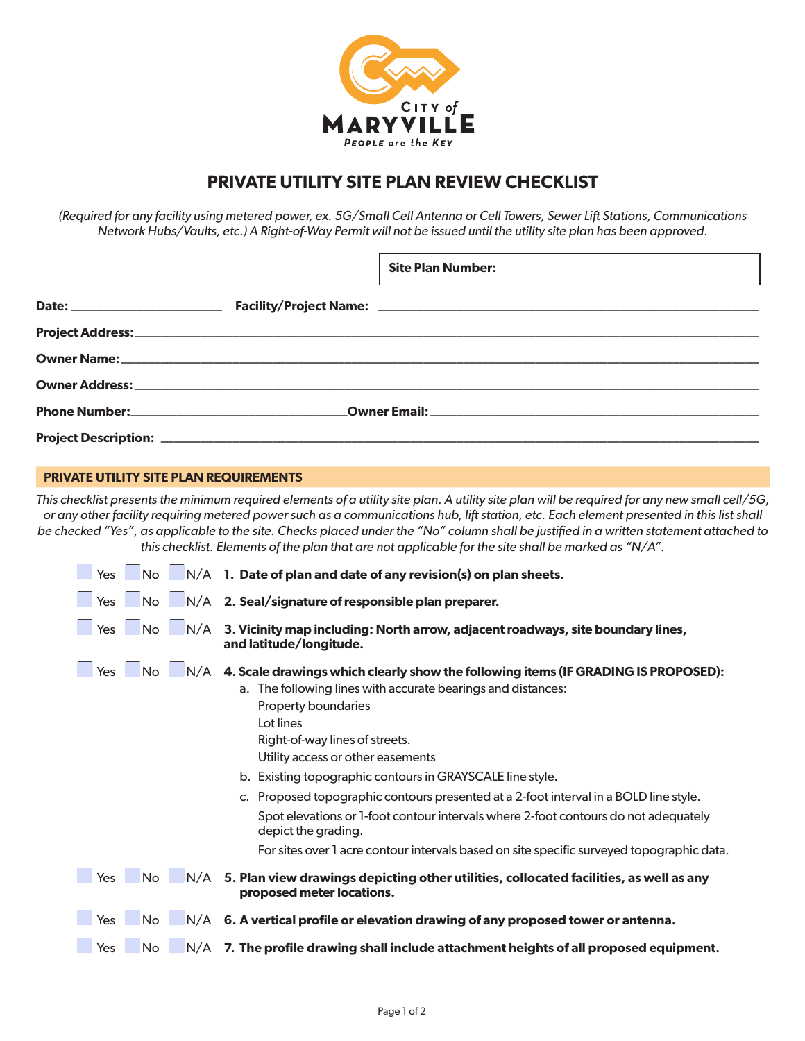CITY of MARYVILLE

PEOPLE are the KEY

# PRIVATE UTILITY SITE PLAN REVIEW CHECKLIST

*(Required for any facility using metered power, ex. 5G/Small Cell Antenna or Cell Towers, Sewer Lift Stations, Communications Network Hubs/Vaults, etc.) A Right-of-Way Permit will not be issued until the utility site plan has been approved.*

**Site Plan Number:**

**Date:** ______________________ **Facility/Project Name:** ______________________________________________

**Project Address:** ______________________________________________________________________

**Owner Name:** ______________________________________________________________________

**Owner Address:** ______________________________________________________________________

**Phone Number:** ______________________________ **Owner Email:** ______________________________

**Project Description:** ______________________________________________________________________

## PRIVATE UTILITY SITE PLAN REQUIREMENTS

*This checklist presents the minimum required elements of a utility site plan. A utility site plan will be required for any new small cell/5G, or any other facility requiring metered power such as a communications hub, lift station, etc. Each element presented in this list shall be checked "Yes", as applicable to the site. Checks placed under the "No" column shall be justified in a written statement attached to this checklist. Elements of the plan that are not applicable for the site shall be marked as "N/A".*

☐ Yes ☐ No ☐ N/A **1. Date of plan and date of any revision(s) on plan sheets.**

☐ Yes ☐ No ☐ N/A **2. Seal/signature of responsible plan preparer.**

☐ Yes ☐ No ☐ N/A **3. Vicinity map including: North arrow, adjacent roadways, site boundary lines, and latitude/longitude.**

☐ Yes ☐ No ☐ N/A **4. Scale drawings which clearly show the following items (IF GRADING IS PROPOSED):**

a. The following lines with accurate bearings and distances:
   - Property boundaries
   - Lot lines
   - Right-of-way lines of streets.
   - Utility access or other easements

b. Existing topographic contours in GRAYSCALE line style.

c. Proposed topographic contours presented at a 2-foot interval in a BOLD line style.

   Spot elevations or 1-foot contour intervals where 2-foot contours do not adequately depict the grading.

   For sites over 1 acre contour intervals based on site specific surveyed topographic data.

☐ Yes ☐ No ☐ N/A **5. Plan view drawings depicting other utilities, collocated facilities, as well as any proposed meter locations.**

☐ Yes ☐ No ☐ N/A **6. A vertical profile or elevation drawing of any proposed tower or antenna.**

☐ Yes ☐ No ☐ N/A **7. The profile drawing shall include attachment heights of all proposed equipment.**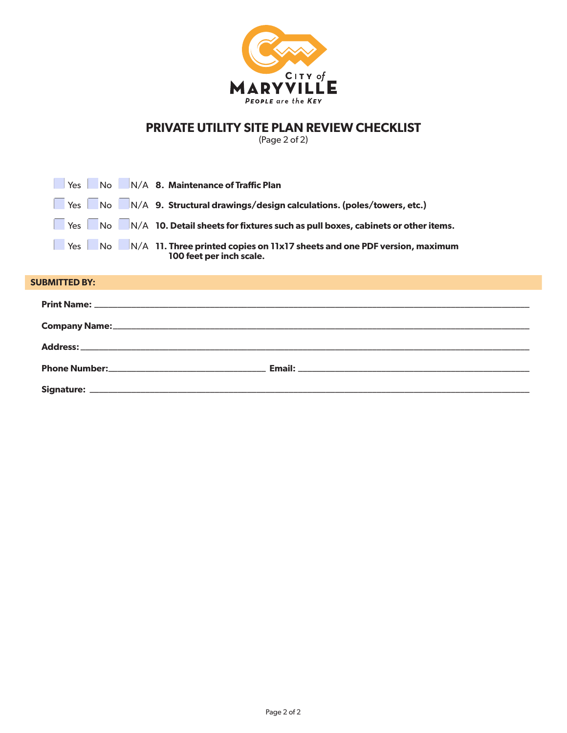CITY of MARYVILLE

PEOPLE are the KEY

# PRIVATE UTILITY SITE PLAN REVIEW CHECKLIST

(Page 2 of 2)

☐ Yes ☐ No ☐ N/A **8. Maintenance of Traffic Plan**

☐ Yes ☐ No ☐ N/A **9. Structural drawings/design calculations. (poles/towers, etc.)**

☐ Yes ☐ No ☐ N/A **10. Detail sheets for fixtures such as pull boxes, cabinets or other items.**

☐ Yes ☐ No ☐ N/A **11. Three printed copies on 11x17 sheets and one PDF version, maximum 100 feet per inch scale.**

## SUBMITTED BY:

**Print Name:** ______________________________________________

**Company Name:** ______________________________________________

**Address:** ______________________________________________

**Phone Number:** ____________________ **Email:** ____________________

**Signature:** ______________________________________________